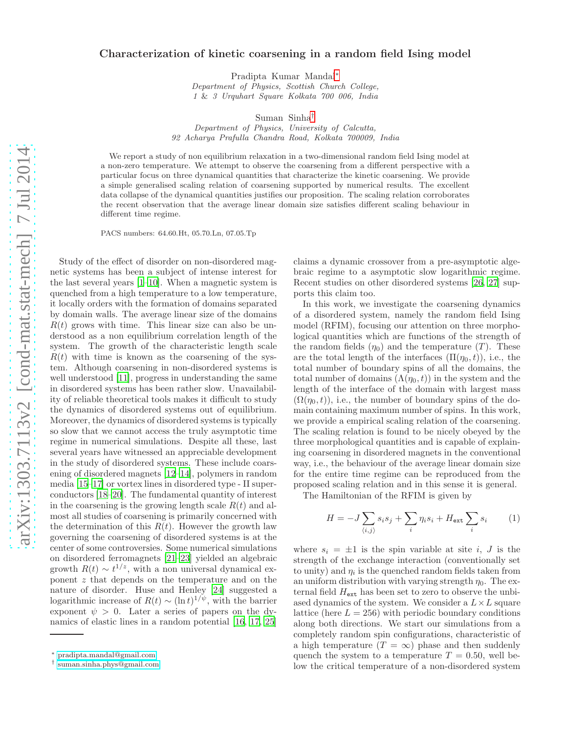# Characterization of kinetic coarsening in a random field Ising model

Pradipta Kumar Mandal[*]

*Department of Physics, Scottish Church College, 1 & 3 Urquhart Square Kolkata 700 006, India*

Suman Sinha[†]

*Department of Physics, University of Calcutta, 92 Acharya Prafulla Chandra Road, Kolkata 700009, India*

We report a study of non equilibrium relaxation in a two-dimensional random field Ising model at a non-zero temperature. We attempt to observe the coarsening from a different perspective with a particular focus on three dynamical quantities that characterize the kinetic coarsening. We provide a simple generalised scaling relation of coarsening supported by numerical results. The excellent data collapse of the dynamical quantities justifies our proposition. The scaling relation corroborates the recent observation that the average linear domain size satisfies different scaling behaviour in different time regime.

PACS numbers: 64.60.Ht, 05.70.Ln, 07.05.Tp

Study of the effect of disorder on non-disordered magnetic systems has been a subject of intense interest for the last several years [1–10]. When a magnetic system is quenched from a high temperature to a low temperature, it locally orders with the formation of domains separated by domain walls. The average linear size of the domains $R(t)$ grows with time. This linear size can also be understood as a non equilibrium correlation length of the system. The growth of the characteristic length scale $R(t)$ with time is known as the coarsening of the system. Although coarsening in non-disordered systems is well understood [11], progress in understanding the same in disordered systems has been rather slow. Unavailability of reliable theoretical tools makes it difficult to study the dynamics of disordered systems out of equilibrium. Moreover, the dynamics of disordered systems is typically so slow that we cannot access the truly asymptotic time regime in numerical simulations. Despite all these, last several years have witnessed an appreciable development in the study of disordered systems. These include coarsening of disordered magnets [12–14], polymers in random media [15–17] or vortex lines in disordered type - II superconductors [18–20]. The fundamental quantity of interest in the coarsening is the growing length scale $R(t)$ and almost all studies of coarsening is primarily concerned with the determination of this $R(t)$. However the growth law governing the coarsening of disordered systems is at the center of some controversies. Some numerical simulations on disordered ferromagnets [21–23] yielded an algebraic growth $R(t) \sim t^{1/z}$, with a non universal dynamical exponent $z$ that depends on the temperature and on the nature of disorder. Huse and Henley [24] suggested a logarithmic increase of $R(t) \sim (\ln t)^{1/\psi}$, with the barrier exponent $\psi > 0$. Later a series of papers on the dynamics of elastic lines in a random potential [16, 17, 25] claims a dynamic crossover from a pre-asymptotic algebraic regime to a asymptotic slow logarithmic regime. Recent studies on other disordered systems [26, 27] supports this claim too.

In this work, we investigate the coarsening dynamics of a disordered system, namely the random field Ising model (RFIM), focusing our attention on three morphological quantities which are functions of the strength of the random fields ($\eta_0$) and the temperature ($T$). These are the total length of the interfaces ($\Pi(\eta_0, t)$), i.e., the total number of boundary spins of all the domains, the total number of domains ($\Lambda(\eta_0, t)$) in the system and the length of the interface of the domain with largest mass ($\Omega(\eta_0, t)$), i.e., the number of boundary spins of the domain containing maximum number of spins. In this work, we provide a empirical scaling relation of the coarsening. The scaling relation is found to be nicely obeyed by the three morphological quantities and is capable of explaining coarsening in disordered magnets in the conventional way, i.e., the behaviour of the average linear domain size for the entire time regime can be reproduced from the proposed scaling relation and in this sense it is general.

The Hamiltonian of the RFIM is given by

$$H = -J \sum_{\langle i,j \rangle} s_i s_j + \sum_i \eta_i s_i + H_{\text{ext}} \sum_i s_i \qquad (1)$$

where $s_i = \pm 1$ is the spin variable at site $i$, $J$ is the strength of the exchange interaction (conventionally set to unity) and $\eta_i$ is the quenched random fields taken from an uniform distribution with varying strength $\eta_0$. The external field $H_{\text{ext}}$ has been set to zero to observe the unbiased dynamics of the system. We consider a $L \times L$ square lattice (here $L = 256$) with periodic boundary conditions along both directions. We start our simulations from a completely random spin configurations, characteristic of a high temperature ($T = \infty$) phase and then suddenly quench the system to a temperature $T = 0.50$, well below the critical temperature of a non-disordered system

[*] pradipta.mandal@gmail.com

[†] suman.sinha.phys@gmail.com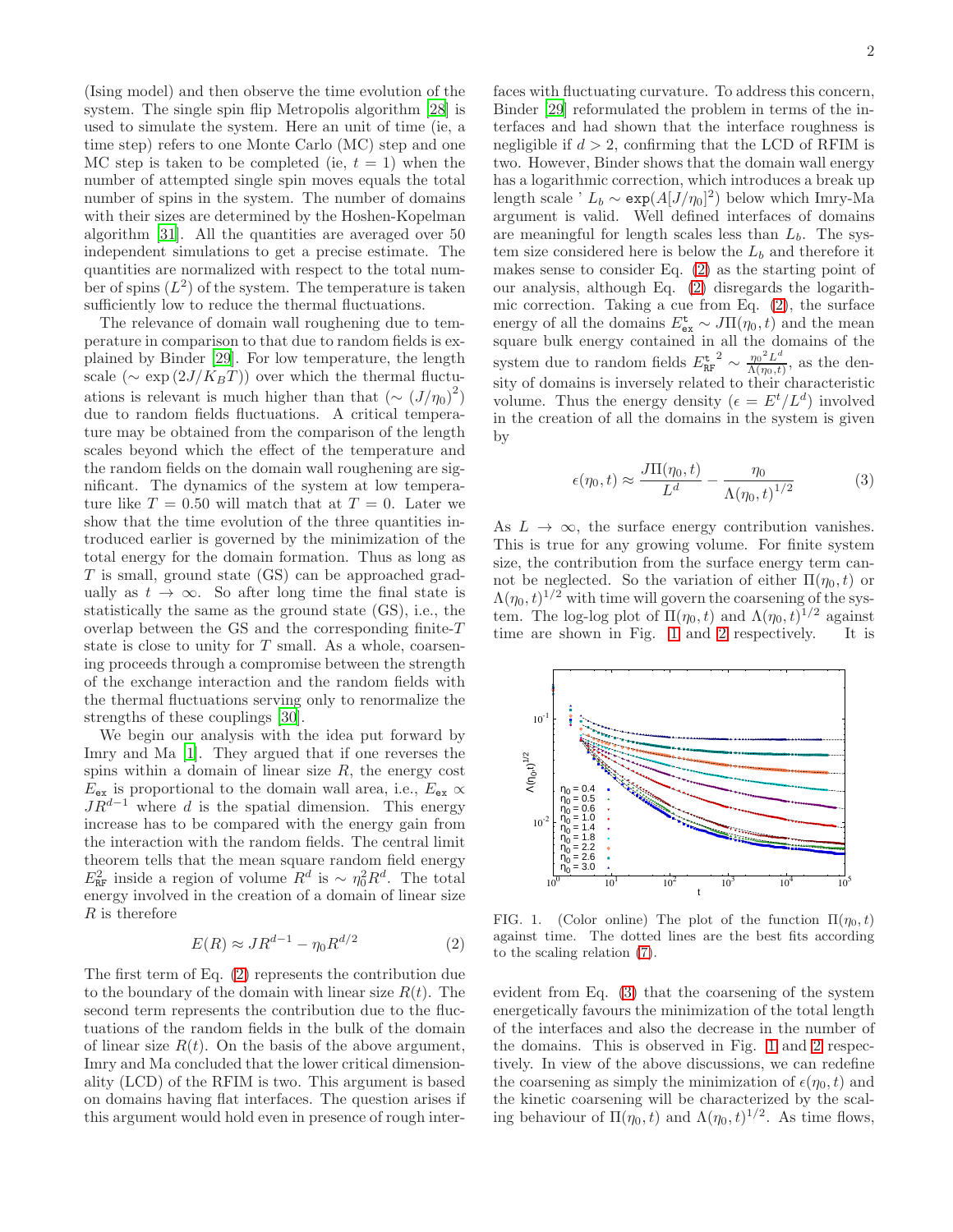(Ising model) and then observe the time evolution of the system. The single spin flip Metropolis algorithm [28] is used to simulate the system. Here an unit of time (ie, a time step) refers to one Monte Carlo (MC) step and one MC step is taken to be completed (ie, $t = 1$) when the number of attempted single spin moves equals the total number of spins in the system. The number of domains with their sizes are determined by the Hoshen-Kopelman algorithm [31]. All the quantities are averaged over 50 independent simulations to get a precise estimate. The quantities are normalized with respect to the total number of spins ($L^2$) of the system. The temperature is taken sufficiently low to reduce the thermal fluctuations.

The relevance of domain wall roughening due to temperature in comparison to that due to random fields is explained by Binder [29]. For low temperature, the length scale ($\sim \exp(2J/K_BT)$) over which the thermal fluctuations is relevant is much higher than that ($\sim (J/\eta_0)^2$) due to random fields fluctuations. A critical temperature may be obtained from the comparison of the length scales beyond which the effect of the temperature and the random fields on the domain wall roughening are significant. The dynamics of the system at low temperature like $T = 0.50$ will match that at $T = 0$. Later we show that the time evolution of the three quantities introduced earlier is governed by the minimization of the total energy for the domain formation. Thus as long as $T$ is small, ground state (GS) can be approached gradually as $t \to \infty$. So after long time the final state is statistically the same as the ground state (GS), i.e., the overlap between the GS and the corresponding finite-$T$ state is close to unity for $T$ small. As a whole, coarsening proceeds through a compromise between the strength of the exchange interaction and the random fields with the thermal fluctuations serving only to renormalize the strengths of these couplings [30].

We begin our analysis with the idea put forward by Imry and Ma [1]. They argued that if one reverses the spins within a domain of linear size $R$, the energy cost $E_{\mathtt{ex}}$ is proportional to the domain wall area, i.e., $E_{\mathtt{ex}} \propto JR^{d-1}$ where $d$ is the spatial dimension. This energy increase has to be compared with the energy gain from the interaction with the random fields. The central limit theorem tells that the mean square random field energy $E^2_{\mathtt{RF}}$ inside a region of volume $R^d$ is $\sim \eta_0^2 R^d$. The total energy involved in the creation of a domain of linear size $R$ is therefore

$$E(R) \approx JR^{d-1} - \eta_0 R^{d/2} \tag{2}$$

The first term of Eq. (2) represents the contribution due to the boundary of the domain with linear size $R(t)$. The second term represents the contribution due to the fluctuations of the random fields in the bulk of the domain of linear size $R(t)$. On the basis of the above argument, Imry and Ma concluded that the lower critical dimensionality (LCD) of the RFIM is two. This argument is based on domains having flat interfaces. The question arises if this argument would hold even in presence of rough interfaces with fluctuating curvature. To address this concern, Binder [29] reformulated the problem in terms of the interfaces and had shown that the interface roughness is negligible if $d > 2$, confirming that the LCD of RFIM is two. However, Binder shows that the domain wall energy has a logarithmic correction, which introduces a break up length scale ' $L_b \sim \mathtt{exp}(A[J/\eta_0]^2)$ below which Imry-Ma argument is valid. Well defined interfaces of domains are meaningful for length scales less than $L_b$. The system size considered here is below the $L_b$ and therefore it makes sense to consider Eq. (2) as the starting point of our analysis, although Eq. (2) disregards the logarithmic correction. Taking a cue from Eq. (2), the surface energy of all the domains $E^{\mathtt{t}}_{\mathtt{ex}} \sim J\Pi(\eta_0, t)$ and the mean square bulk energy contained in all the domains of the system due to random fields ${E^{\mathtt{t}}_{\mathtt{RF}}}^2 \sim \frac{\eta_0{}^2 L^d}{\Lambda(\eta_0,t)}$, as the density of domains is inversely related to their characteristic volume. Thus the energy density ($\epsilon = E^t/L^d$) involved in the creation of all the domains in the system is given by

$$\epsilon(\eta_0, t) \approx \frac{J\Pi(\eta_0, t)}{L^d} - \frac{\eta_0}{\Lambda(\eta_0, t)^{1/2}} \tag{3}$$

As $L \to \infty$, the surface energy contribution vanishes. This is true for any growing volume. For finite system size, the contribution from the surface energy term cannot be neglected. So the variation of either $\Pi(\eta_0, t)$ or $\Lambda(\eta_0, t)^{1/2}$ with time will govern the coarsening of the system. The log-log plot of $\Pi(\eta_0, t)$ and $\Lambda(\eta_0, t)^{1/2}$ against time are shown in Fig. 1 and 2 respectively. It is evident from Eq. (3) that the coarsening of the system energetically favours the minimization of the total length of the interfaces and also the decrease in the number of the domains. This is observed in Fig. 1 and 2 respectively. In view of the above discussions, we can redefine the coarsening as simply the minimization of $\epsilon(\eta_0, t)$ and the kinetic coarsening will be characterized by the scaling behaviour of $\Pi(\eta_0, t)$ and $\Lambda(\eta_0, t)^{1/2}$. As time flows,

FIG. 1. (Color online) The plot of the function $\Pi(\eta_0, t)$ against time. The dotted lines are the best fits according to the scaling relation (7).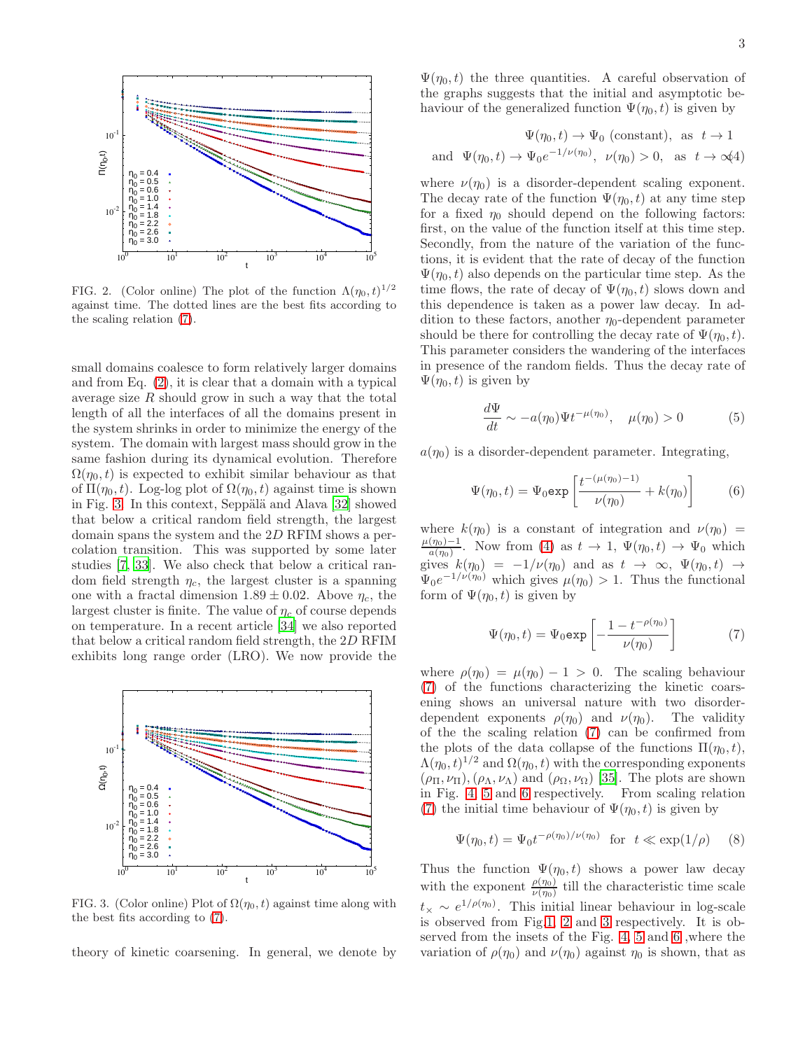FIG. 2. (Color online) The plot of the function $\Lambda(\eta_0, t)^{1/2}$ against time. The dotted lines are the best fits according to the scaling relation (7).

small domains coalesce to form relatively larger domains and from Eq. (2), it is clear that a domain with a typical average size $R$ should grow in such a way that the total length of all the interfaces of all the domains present in the system shrinks in order to minimize the energy of the system. The domain with largest mass should grow in the same fashion during its dynamical evolution. Therefore $\Omega(\eta_0, t)$ is expected to exhibit similar behaviour as that of $\Pi(\eta_0, t)$. Log-log plot of $\Omega(\eta_0, t)$ against time is shown in Fig. 3. In this context, Seppälä and Alava [32] showed that below a critical random field strength, the largest domain spans the system and the $2D$ RFIM shows a percolation transition. This was supported by some later studies [7, 33]. We also check that below a critical random field strength $\eta_c$, the largest cluster is a spanning one with a fractal dimension $1.89 \pm 0.02$. Above $\eta_c$, the largest cluster is finite. The value of $\eta_c$ of course depends on temperature. In a recent article [34] we also reported that below a critical random field strength, the $2D$ RFIM exhibits long range order (LRO). We now provide the

FIG. 3. (Color online) Plot of $\Omega(\eta_0, t)$ against time along with the best fits according to (7).

theory of kinetic coarsening. In general, we denote by $\Psi(\eta_0, t)$ the three quantities. A careful observation of the graphs suggests that the initial and asymptotic behaviour of the generalized function $\Psi(\eta_0, t)$ is given by

$$\Psi(\eta_0, t) \to \Psi_0 \text{ (constant)}, \text{ as } t \to 1$$
$$\text{and } \Psi(\eta_0, t) \to \Psi_0 e^{-1/\nu(\eta_0)}, \ \nu(\eta_0) > 0, \text{ as } t \to \infty \quad (4)$$

where $\nu(\eta_0)$ is a disorder-dependent scaling exponent. The decay rate of the function $\Psi(\eta_0, t)$ at any time step for a fixed $\eta_0$ should depend on the following factors: first, on the value of the function itself at this time step. Secondly, from the nature of the variation of the functions, it is evident that the rate of decay of the function $\Psi(\eta_0, t)$ also depends on the particular time step. As the time flows, the rate of decay of $\Psi(\eta_0, t)$ slows down and this dependence is taken as a power law decay. In addition to these factors, another $\eta_0$-dependent parameter should be there for controlling the decay rate of $\Psi(\eta_0, t)$. This parameter considers the wandering of the interfaces in presence of the random fields. Thus the decay rate of $\Psi(\eta_0, t)$ is given by

$$\frac{d\Psi}{dt} \sim -a(\eta_0)\Psi t^{-\mu(\eta_0)}, \quad \mu(\eta_0) > 0 \quad (5)$$

$a(\eta_0)$ is a disorder-dependent parameter. Integrating,

$$\Psi(\eta_0, t) = \Psi_0 \texttt{exp}\left[\frac{t^{-(\mu(\eta_0)-1)}}{\nu(\eta_0)} + k(\eta_0)\right] \quad (6)$$

where $k(\eta_0)$ is a constant of integration and $\nu(\eta_0) = \frac{\mu(\eta_0)-1}{a(\eta_0)}$. Now from (4) as $t \to 1$, $\Psi(\eta_0, t) \to \Psi_0$ which gives $k(\eta_0) = -1/\nu(\eta_0)$ and as $t \to \infty$, $\Psi(\eta_0, t) \to \Psi_0 e^{-1/\nu(\eta_0)}$ which gives $\mu(\eta_0) > 1$. Thus the functional form of $\Psi(\eta_0, t)$ is given by

$$\Psi(\eta_0, t) = \Psi_0 \texttt{exp}\left[-\frac{1 - t^{-\rho(\eta_0)}}{\nu(\eta_0)}\right] \quad (7)$$

where $\rho(\eta_0) = \mu(\eta_0) - 1 > 0$. The scaling behaviour (7) of the functions characterizing the kinetic coarsening shows an universal nature with two disorder-dependent exponents $\rho(\eta_0)$ and $\nu(\eta_0)$. The validity of the the scaling relation (7) can be confirmed from the plots of the data collapse of the functions $\Pi(\eta_0, t)$, $\Lambda(\eta_0, t)^{1/2}$ and $\Omega(\eta_0, t)$ with the corresponding exponents $(\rho_\Pi, \nu_\Pi)$, $(\rho_\Lambda, \nu_\Lambda)$ and $(\rho_\Omega, \nu_\Omega)$ [35]. The plots are shown in Fig. 4, 5 and 6 respectively. From scaling relation (7) the initial time behaviour of $\Psi(\eta_0, t)$ is given by

$$\Psi(\eta_0, t) = \Psi_0 t^{-\rho(\eta_0)/\nu(\eta_0)} \ \text{ for } \ t \ll \exp(1/\rho) \quad (8)$$

Thus the function $\Psi(\eta_0, t)$ shows a power law decay with the exponent $\frac{\rho(\eta_0)}{\nu(\eta_0)}$ till the characteristic time scale $t_\times \sim e^{1/\rho(\eta_0)}$. This initial linear behaviour in log-scale is observed from Fig.1, 2 and 3 respectively. It is observed from the insets of the Fig. 4, 5 and 6 ,where the variation of $\rho(\eta_0)$ and $\nu(\eta_0)$ against $\eta_0$ is shown, that as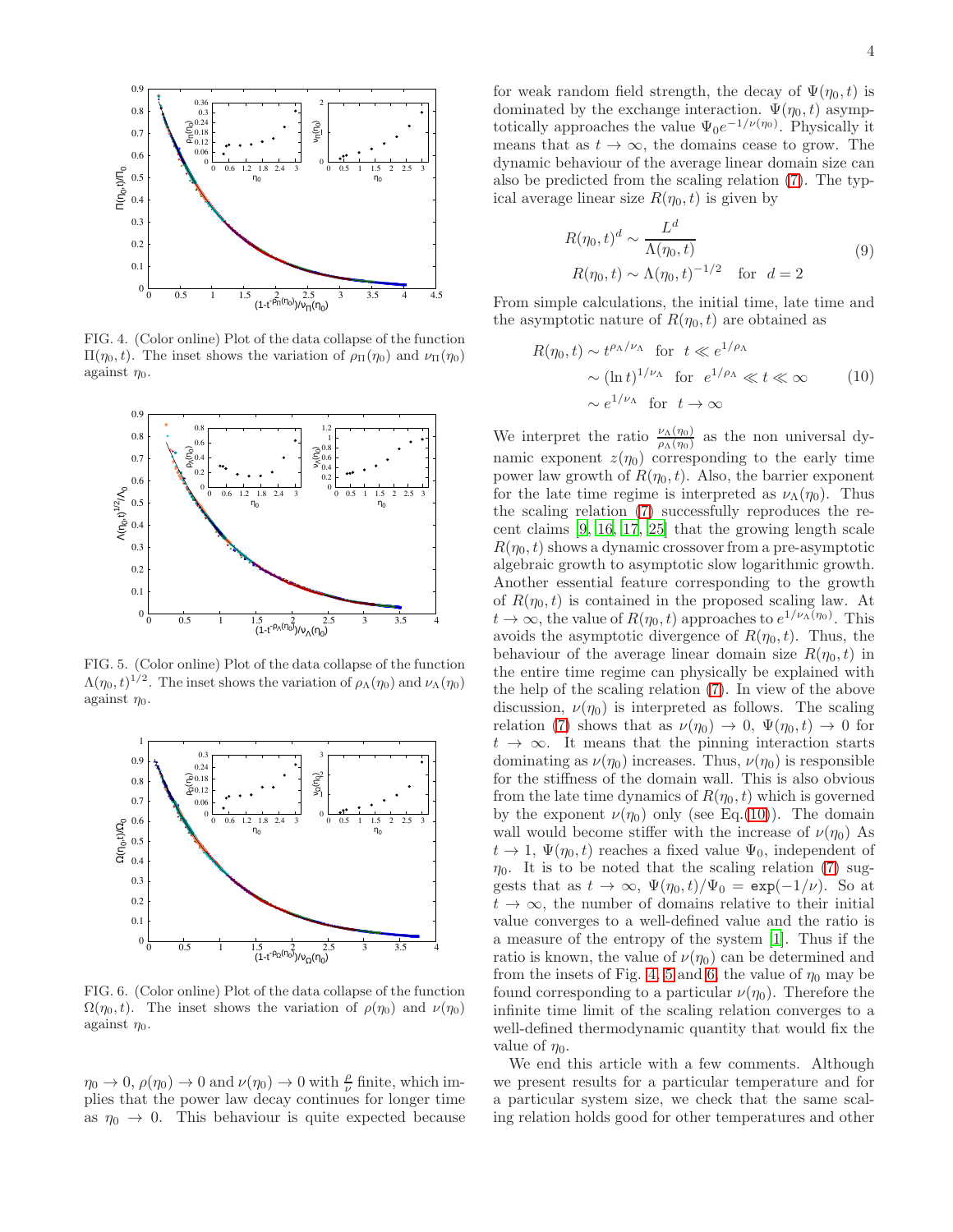FIG. 4. (Color online) Plot of the data collapse of the function $\Pi(\eta_0, t)$. The inset shows the variation of $\rho_\Pi(\eta_0)$ and $\nu_\Pi(\eta_0)$ against $\eta_0$.

FIG. 5. (Color online) Plot of the data collapse of the function $\Lambda(\eta_0, t)^{1/2}$. The inset shows the variation of $\rho_\Lambda(\eta_0)$ and $\nu_\Lambda(\eta_0)$ against $\eta_0$.

FIG. 6. (Color online) Plot of the data collapse of the function $\Omega(\eta_0, t)$. The inset shows the variation of $\rho(\eta_0)$ and $\nu(\eta_0)$ against $\eta_0$.

$\eta_0 \to 0$, $\rho(\eta_0) \to 0$ and $\nu(\eta_0) \to 0$ with $\frac{\rho}{\nu}$ finite, which implies that the power law decay continues for longer time as $\eta_0 \to 0$. This behaviour is quite expected because for weak random field strength, the decay of $\Psi(\eta_0, t)$ is dominated by the exchange interaction. $\Psi(\eta_0, t)$ asymptotically approaches the value $\Psi_0 e^{-1/\nu(\eta_0)}$. Physically it means that as $t \to \infty$, the domains cease to grow. The dynamic behaviour of the average linear domain size can also be predicted from the scaling relation (7). The typical average linear size $R(\eta_0, t)$ is given by

$$
\begin{aligned}
R(\eta_0, t)^d &\sim \frac{L^d}{\Lambda(\eta_0, t)} \\
R(\eta_0, t) &\sim \Lambda(\eta_0, t)^{-1/2} \quad \text{for} \quad d = 2
\end{aligned}
\tag{9}
$$

From simple calculations, the initial time, late time and the asymptotic nature of $R(\eta_0, t)$ are obtained as

$$
\begin{aligned}
R(\eta_0, t) &\sim t^{\rho_\Lambda/\nu_\Lambda} \quad \text{for} \quad t \ll e^{1/\rho_\Lambda} \\
&\sim (\ln t)^{1/\nu_\Lambda} \quad \text{for} \quad e^{1/\rho_\Lambda} \ll t \ll \infty \\
&\sim e^{1/\nu_\Lambda} \quad \text{for} \quad t \to \infty
\end{aligned}
\tag{10}
$$

We interpret the ratio $\frac{\nu_\Lambda(\eta_0)}{\rho_\Lambda(\eta_0)}$ as the non universal dynamic exponent $z(\eta_0)$ corresponding to the early time power law growth of $R(\eta_0, t)$. Also, the barrier exponent for the late time regime is interpreted as $\nu_\Lambda(\eta_0)$. Thus the scaling relation (7) successfully reproduces the recent claims [9, 16, 17, 25] that the growing length scale $R(\eta_0, t)$ shows a dynamic crossover from a pre-asymptotic algebraic growth to asymptotic slow logarithmic growth. Another essential feature corresponding to the growth of $R(\eta_0, t)$ is contained in the proposed scaling law. At $t \to \infty$, the value of $R(\eta_0, t)$ approaches to $e^{1/\nu_\Lambda(\eta_0)}$. This avoids the asymptotic divergence of $R(\eta_0, t)$. Thus, the behaviour of the average linear domain size $R(\eta_0, t)$ in the entire time regime can physically be explained with the help of the scaling relation (7). In view of the above discussion, $\nu(\eta_0)$ is interpreted as follows. The scaling relation (7) shows that as $\nu(\eta_0) \to 0$, $\Psi(\eta_0, t) \to 0$ for $t \to \infty$. It means that the pinning interaction starts dominating as $\nu(\eta_0)$ increases. Thus, $\nu(\eta_0)$ is responsible for the stiffness of the domain wall. This is also obvious from the late time dynamics of $R(\eta_0, t)$ which is governed by the exponent $\nu(\eta_0)$ only (see Eq.(10)). The domain wall would become stiffer with the increase of $\nu(\eta_0)$. As $t \to 1$, $\Psi(\eta_0, t)$ reaches a fixed value $\Psi_0$, independent of $\eta_0$. It is to be noted that the scaling relation (7) suggests that as $t \to \infty$, $\Psi(\eta_0, t)/\Psi_0 = \texttt{exp}(-1/\nu)$. So at $t \to \infty$, the number of domains relative to their initial value converges to a well-defined value and the ratio is a measure of the entropy of the system [1]. Thus if the ratio is known, the value of $\nu(\eta_0)$ can be determined and from the insets of Fig. 4, 5 and 6, the value of $\eta_0$ may be found corresponding to a particular $\nu(\eta_0)$. Therefore the infinite time limit of the scaling relation converges to a well-defined thermodynamic quantity that would fix the value of $\eta_0$.

We end this article with a few comments. Although we present results for a particular temperature and for a particular system size, we check that the same scaling relation holds good for other temperatures and other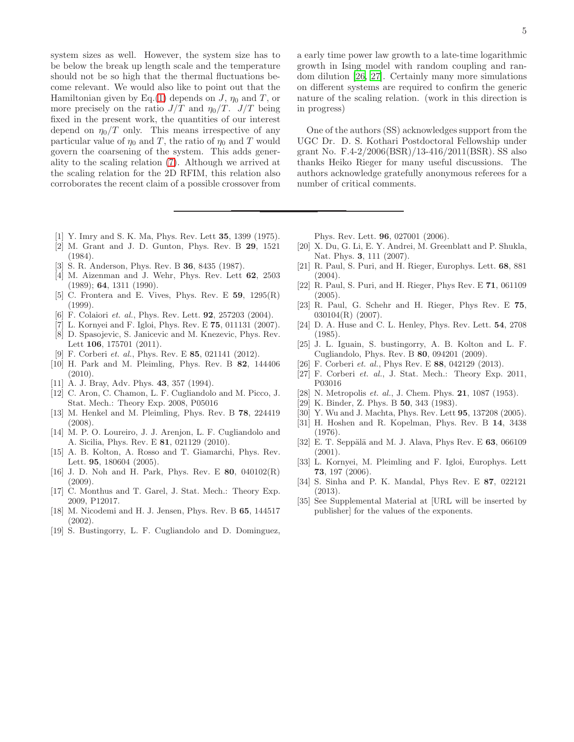system sizes as well. However, the system size has to be below the break up length scale and the temperature should not be so high that the thermal fluctuations become relevant. We would also like to point out that the Hamiltonian given by Eq.(1) depends on $J$, $\eta_0$ and $T$, or more precisely on the ratio $J/T$ and $\eta_0/T$. $J/T$ being fixed in the present work, the quantities of our interest depend on $\eta_0/T$ only. This means irrespective of any particular value of $\eta_0$ and $T$, the ratio of $\eta_0$ and $T$ would govern the coarsening of the system. This adds generality to the scaling relation (7). Although we arrived at the scaling relation for the 2D RFIM, this relation also corroborates the recent claim of a possible crossover from a early time power law growth to a late-time logarithmic growth in Ising model with random coupling and random dilution [26, 27]. Certainly many more simulations on different systems are required to confirm the generic nature of the scaling relation. (work in this direction is in progress)

One of the authors (SS) acknowledges support from the UGC Dr. D. S. Kothari Postdoctoral Fellowship under grant No. F.4-2/2006(BSR)/13-416/2011(BSR). SS also thanks Heiko Rieger for many useful discussions. The authors acknowledge gratefully anonymous referees for a number of critical comments.

---

[1] Y. Imry and S. K. Ma, Phys. Rev. Lett **35**, 1399 (1975).
[2] M. Grant and J. D. Gunton, Phys. Rev. B **29**, 1521 (1984).
[3] S. R. Anderson, Phys. Rev. B **36**, 8435 (1987).
[4] M. Aizenman and J. Wehr, Phys. Rev. Lett **62**, 2503 (1989); **64**, 1311 (1990).
[5] C. Frontera and E. Vives, Phys. Rev. E **59**, 1295(R) (1999).
[6] F. Colaiori *et. al.*, Phys. Rev. Lett. **92**, 257203 (2004).
[7] L. Kornyei and F. Igloi, Phys. Rev. E **75**, 011131 (2007).
[8] D. Spasojevic, S. Janicevic and M. Knezevic, Phys. Rev. Lett **106**, 175701 (2011).
[9] F. Corberi *et. al.*, Phys. Rev. E **85**, 021141 (2012).
[10] H. Park and M. Pleimling, Phys. Rev. B **82**, 144406 (2010).
[11] A. J. Bray, Adv. Phys. **43**, 357 (1994).
[12] C. Aron, C. Chamon, L. F. Cugliandolo and M. Picco, J. Stat. Mech.: Theory Exp. 2008, P05016
[13] M. Henkel and M. Pleimling, Phys. Rev. B **78**, 224419 (2008).
[14] M. P. O. Loureiro, J. J. Arenjon, L. F. Cugliandolo and A. Sicilia, Phys. Rev. E **81**, 021129 (2010).
[15] A. B. Kolton, A. Rosso and T. Giamarchi, Phys. Rev. Lett. **95**, 180604 (2005).
[16] J. D. Noh and H. Park, Phys. Rev. E **80**, 040102(R) (2009).
[17] C. Monthus and T. Garel, J. Stat. Mech.: Theory Exp. 2009, P12017.
[18] M. Nicodemi and H. J. Jensen, Phys. Rev. B **65**, 144517 (2002).
[19] S. Bustingorry, L. F. Cugliandolo and D. Dominguez, Phys. Rev. Lett. **96**, 027001 (2006).
[20] X. Du, G. Li, E. Y. Andrei, M. Greenblatt and P. Shukla, Nat. Phys. **3**, 111 (2007).
[21] R. Paul, S. Puri, and H. Rieger, Europhys. Lett. **68**, 881 (2004).
[22] R. Paul, S. Puri, and H. Rieger, Phys Rev. E **71**, 061109 (2005).
[23] R. Paul, G. Schehr and H. Rieger, Phys Rev. E **75**, 030104(R) (2007).
[24] D. A. Huse and C. L. Henley, Phys. Rev. Lett. **54**, 2708 (1985).
[25] J. L. Iguain, S. bustingorry, A. B. Kolton and L. F. Cugliandolo, Phys. Rev. B **80**, 094201 (2009).
[26] F. Corberi *et. al.*, Phys Rev. E **88**, 042129 (2013).
[27] F. Corberi *et. al.*, J. Stat. Mech.: Theory Exp. 2011, P03016
[28] N. Metropolis *et. al.*, J. Chem. Phys. **21**, 1087 (1953).
[29] K. Binder, Z. Phys. B **50**, 343 (1983).
[30] Y. Wu and J. Machta, Phys. Rev. Lett **95**, 137208 (2005).
[31] H. Hoshen and R. Kopelman, Phys. Rev. B **14**, 3438 (1976).
[32] E. T. Seppälä and M. J. Alava, Phys Rev. E **63**, 066109 (2001).
[33] L. Kornyei, M. Pleimling and F. Igloi, Europhys. Lett **73**, 197 (2006).
[34] S. Sinha and P. K. Mandal, Phys Rev. E **87**, 022121 (2013).
[35] See Supplemental Material at [URL will be inserted by publisher] for the values of the exponents.